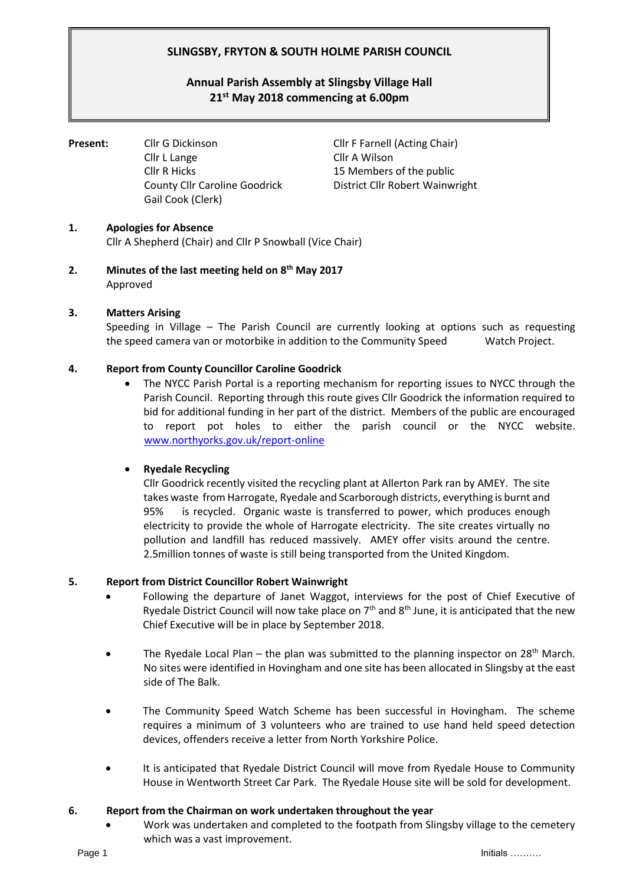# SLINGSBY, FRYTON & SOUTH HOLME PARISH COUNCIL

## Annual Parish Assembly at Slingsby Village Hall
## 21st May 2018 commencing at 6.00pm

**Present:**

| | |
|---|---|
| Cllr G Dickinson | Cllr F Farnell (Acting Chair) |
| Cllr L Lange | Cllr A Wilson |
| Cllr R Hicks | 15 Members of the public |
| County Cllr Caroline Goodrick | District Cllr Robert Wainwright |
| Gail Cook (Clerk) | |

**1. Apologies for Absence**

Cllr A Shepherd (Chair) and Cllr P Snowball (Vice Chair)

**2. Minutes of the last meeting held on 8th May 2017**

Approved

**3. Matters Arising**

Speeding in Village – The Parish Council are currently looking at options such as requesting the speed camera van or motorbike in addition to the Community Speed Watch Project.

**4. Report from County Councillor Caroline Goodrick**

- The NYCC Parish Portal is a reporting mechanism for reporting issues to NYCC through the Parish Council. Reporting through this route gives Cllr Goodrick the information required to bid for additional funding in her part of the district. Members of the public are encouraged to report pot holes to either the parish council or the NYCC website. www.northyorks.gov.uk/report-online

- **Ryedale Recycling**

  Cllr Goodrick recently visited the recycling plant at Allerton Park ran by AMEY. The site takes waste from Harrogate, Ryedale and Scarborough districts, everything is burnt and 95% is recycled. Organic waste is transferred to power, which produces enough electricity to provide the whole of Harrogate electricity. The site creates virtually no pollution and landfill has reduced massively. AMEY offer visits around the centre. 2.5million tonnes of waste is still being transported from the United Kingdom.

**5. Report from District Councillor Robert Wainwright**

- Following the departure of Janet Waggot, interviews for the post of Chief Executive of Ryedale District Council will now take place on 7th and 8th June, it is anticipated that the new Chief Executive will be in place by September 2018.

- The Ryedale Local Plan – the plan was submitted to the planning inspector on 28th March. No sites were identified in Hovingham and one site has been allocated in Slingsby at the east side of The Balk.

- The Community Speed Watch Scheme has been successful in Hovingham. The scheme requires a minimum of 3 volunteers who are trained to use hand held speed detection devices, offenders receive a letter from North Yorkshire Police.

- It is anticipated that Ryedale District Council will move from Ryedale House to Community House in Wentworth Street Car Park. The Ryedale House site will be sold for development.

**6. Report from the Chairman on work undertaken throughout the year**

- Work was undertaken and completed to the footpath from Slingsby village to the cemetery which was a vast improvement.

Initials ……….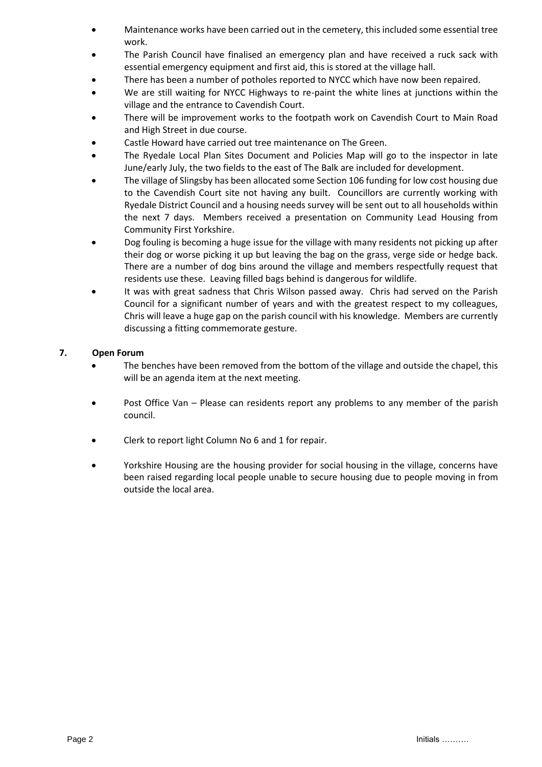- Maintenance works have been carried out in the cemetery, this included some essential tree work.
- The Parish Council have finalised an emergency plan and have received a ruck sack with essential emergency equipment and first aid, this is stored at the village hall.
- There has been a number of potholes reported to NYCC which have now been repaired.
- We are still waiting for NYCC Highways to re-paint the white lines at junctions within the village and the entrance to Cavendish Court.
- There will be improvement works to the footpath work on Cavendish Court to Main Road and High Street in due course.
- Castle Howard have carried out tree maintenance on The Green.
- The Ryedale Local Plan Sites Document and Policies Map will go to the inspector in late June/early July, the two fields to the east of The Balk are included for development.
- The village of Slingsby has been allocated some Section 106 funding for low cost housing due to the Cavendish Court site not having any built. Councillors are currently working with Ryedale District Council and a housing needs survey will be sent out to all households within the next 7 days. Members received a presentation on Community Lead Housing from Community First Yorkshire.
- Dog fouling is becoming a huge issue for the village with many residents not picking up after their dog or worse picking it up but leaving the bag on the grass, verge side or hedge back. There are a number of dog bins around the village and members respectfully request that residents use these. Leaving filled bags behind is dangerous for wildlife.
- It was with great sadness that Chris Wilson passed away. Chris had served on the Parish Council for a significant number of years and with the greatest respect to my colleagues, Chris will leave a huge gap on the parish council with his knowledge. Members are currently discussing a fitting commemorate gesture.

**7. Open Forum**

- The benches have been removed from the bottom of the village and outside the chapel, this will be an agenda item at the next meeting.
- Post Office Van – Please can residents report any problems to any member of the parish council.
- Clerk to report light Column No 6 and 1 for repair.
- Yorkshire Housing are the housing provider for social housing in the village, concerns have been raised regarding local people unable to secure housing due to people moving in from outside the local area.

Initials ……….